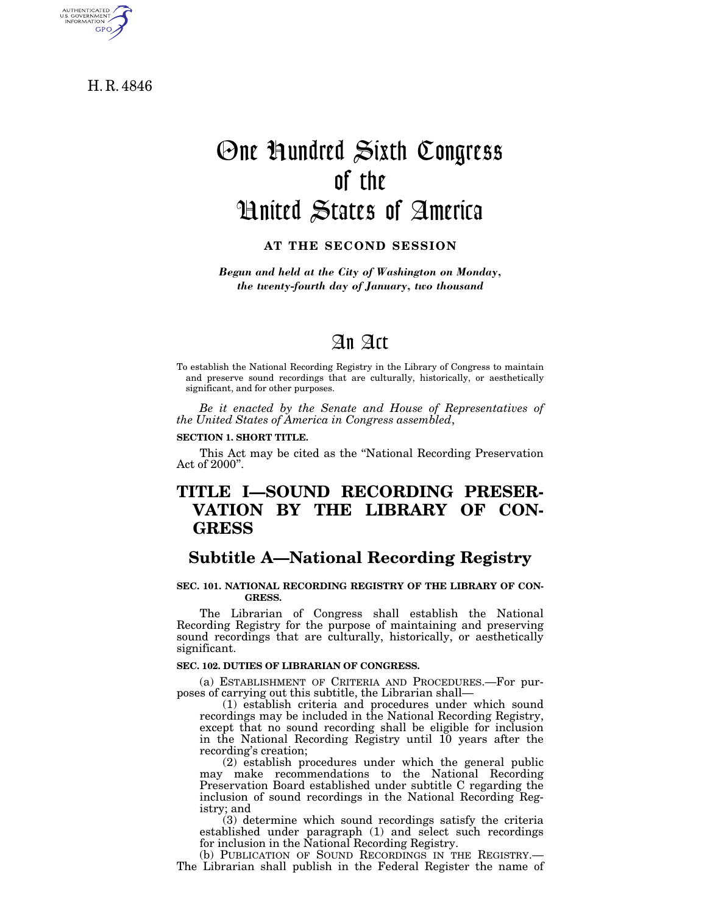H. R. 4846

# One Hundred Sixth Congress of the United States of America

**AT THE SECOND SESSION**

*Begun and held at the City of Washington on Monday, the twenty-fourth day of January, two thousand*

# An Act

To establish the National Recording Registry in the Library of Congress to maintain and preserve sound recordings that are culturally, historically, or aesthetically significant, and for other purposes.

*Be it enacted by the Senate and House of Representatives of the United States of America in Congress assembled,*

**SECTION 1. SHORT TITLE.**

This Act may be cited as the "National Recording Preservation Act of 2000".

## TITLE I—SOUND RECORDING PRESERVATION BY THE LIBRARY OF CONGRESS

### Subtitle A—National Recording Registry

**SEC. 101. NATIONAL RECORDING REGISTRY OF THE LIBRARY OF CONGRESS.**

The Librarian of Congress shall establish the National Recording Registry for the purpose of maintaining and preserving sound recordings that are culturally, historically, or aesthetically significant.

**SEC. 102. DUTIES OF LIBRARIAN OF CONGRESS.**

(a) ESTABLISHMENT OF CRITERIA AND PROCEDURES.—For purposes of carrying out this subtitle, the Librarian shall—

(1) establish criteria and procedures under which sound recordings may be included in the National Recording Registry, except that no sound recording shall be eligible for inclusion in the National Recording Registry until 10 years after the recording's creation;

(2) establish procedures under which the general public may make recommendations to the National Recording Preservation Board established under subtitle C regarding the inclusion of sound recordings in the National Recording Registry; and

(3) determine which sound recordings satisfy the criteria established under paragraph (1) and select such recordings for inclusion in the National Recording Registry.

(b) PUBLICATION OF SOUND RECORDINGS IN THE REGISTRY.—The Librarian shall publish in the Federal Register the name of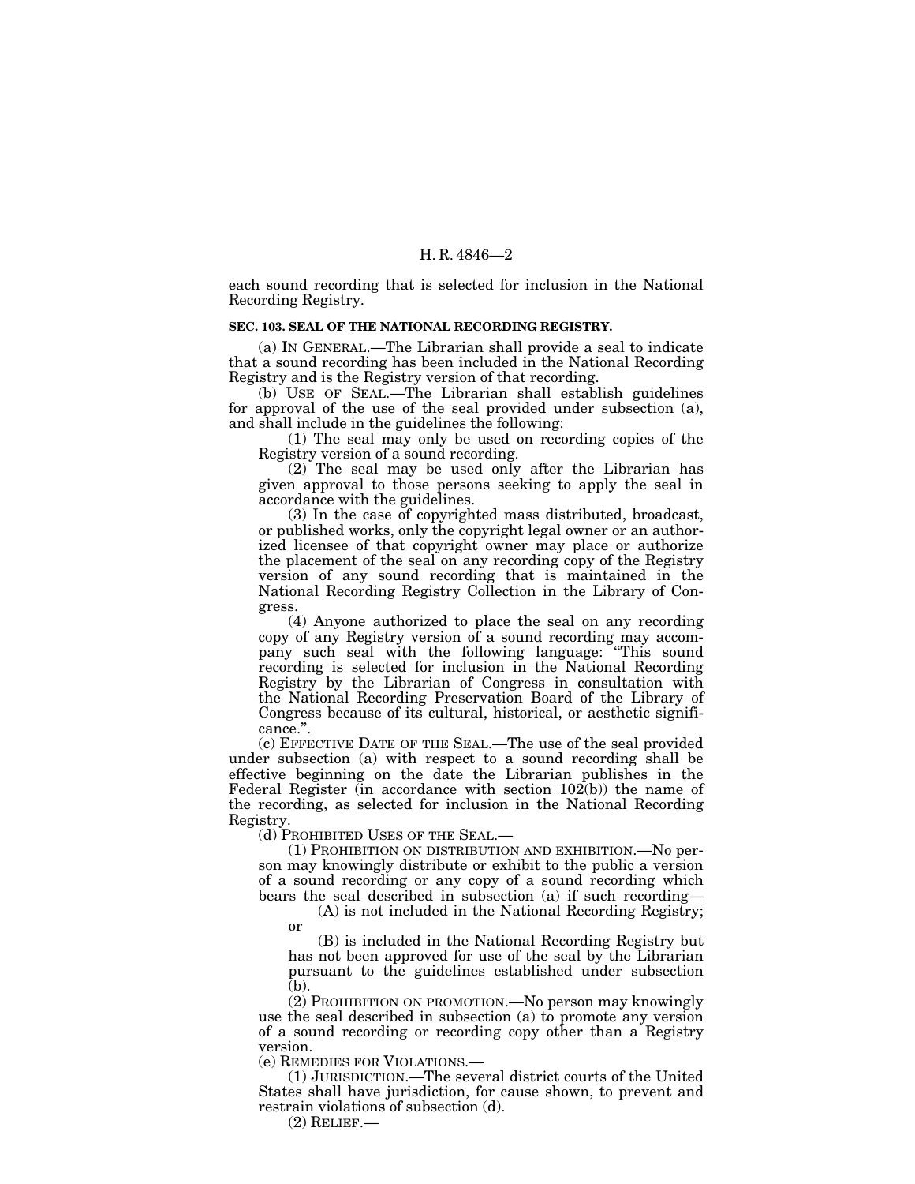each sound recording that is selected for inclusion in the National Recording Registry.

### SEC. 103. SEAL OF THE NATIONAL RECORDING REGISTRY.

(a) IN GENERAL.—The Librarian shall provide a seal to indicate that a sound recording has been included in the National Recording Registry and is the Registry version of that recording.

(b) USE OF SEAL.—The Librarian shall establish guidelines for approval of the use of the seal provided under subsection (a), and shall include in the guidelines the following:

(1) The seal may only be used on recording copies of the Registry version of a sound recording.

(2) The seal may be used only after the Librarian has given approval to those persons seeking to apply the seal in accordance with the guidelines.

(3) In the case of copyrighted mass distributed, broadcast, or published works, only the copyright legal owner or an authorized licensee of that copyright owner may place or authorize the placement of the seal on any recording copy of the Registry version of any sound recording that is maintained in the National Recording Registry Collection in the Library of Congress.

(4) Anyone authorized to place the seal on any recording copy of any Registry version of a sound recording may accompany such seal with the following language: "This sound recording is selected for inclusion in the National Recording Registry by the Librarian of Congress in consultation with the National Recording Preservation Board of the Library of Congress because of its cultural, historical, or aesthetic significance.".

(c) EFFECTIVE DATE OF THE SEAL.—The use of the seal provided under subsection (a) with respect to a sound recording shall be effective beginning on the date the Librarian publishes in the Federal Register (in accordance with section 102(b)) the name of the recording, as selected for inclusion in the National Recording Registry.

(d) PROHIBITED USES OF THE SEAL.—

(1) PROHIBITION ON DISTRIBUTION AND EXHIBITION.—No person may knowingly distribute or exhibit to the public a version of a sound recording or any copy of a sound recording which bears the seal described in subsection (a) if such recording—

(A) is not included in the National Recording Registry; or

(B) is included in the National Recording Registry but has not been approved for use of the seal by the Librarian pursuant to the guidelines established under subsection (b).

(2) PROHIBITION ON PROMOTION.—No person may knowingly use the seal described in subsection (a) to promote any version of a sound recording or recording copy other than a Registry version.

(e) REMEDIES FOR VIOLATIONS.—

(1) JURISDICTION.—The several district courts of the United States shall have jurisdiction, for cause shown, to prevent and restrain violations of subsection (d).

(2) RELIEF.—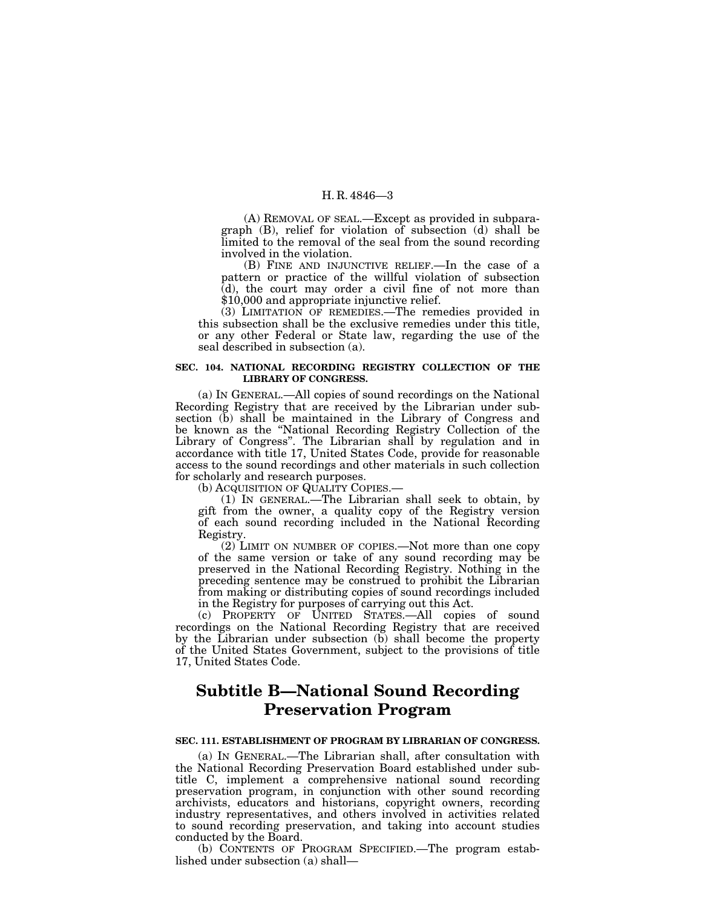(A) REMOVAL OF SEAL.—Except as provided in subparagraph (B), relief for violation of subsection (d) shall be limited to the removal of the seal from the sound recording involved in the violation.

(B) FINE AND INJUNCTIVE RELIEF.—In the case of a pattern or practice of the willful violation of subsection (d), the court may order a civil fine of not more than $10,000 and appropriate injunctive relief.

(3) LIMITATION OF REMEDIES.—The remedies provided in this subsection shall be the exclusive remedies under this title, or any other Federal or State law, regarding the use of the seal described in subsection (a).

**SEC. 104. NATIONAL RECORDING REGISTRY COLLECTION OF THE LIBRARY OF CONGRESS.**

(a) IN GENERAL.—All copies of sound recordings on the National Recording Registry that are received by the Librarian under subsection (b) shall be maintained in the Library of Congress and be known as the "National Recording Registry Collection of the Library of Congress". The Librarian shall by regulation and in accordance with title 17, United States Code, provide for reasonable access to the sound recordings and other materials in such collection for scholarly and research purposes.

(b) ACQUISITION OF QUALITY COPIES.—

(1) IN GENERAL.—The Librarian shall seek to obtain, by gift from the owner, a quality copy of the Registry version of each sound recording included in the National Recording Registry.

(2) LIMIT ON NUMBER OF COPIES.—Not more than one copy of the same version or take of any sound recording may be preserved in the National Recording Registry. Nothing in the preceding sentence may be construed to prohibit the Librarian from making or distributing copies of sound recordings included in the Registry for purposes of carrying out this Act.

(c) PROPERTY OF UNITED STATES.—All copies of sound recordings on the National Recording Registry that are received by the Librarian under subsection (b) shall become the property of the United States Government, subject to the provisions of title 17, United States Code.

## Subtitle B—National Sound Recording Preservation Program

**SEC. 111. ESTABLISHMENT OF PROGRAM BY LIBRARIAN OF CONGRESS.**

(a) IN GENERAL.—The Librarian shall, after consultation with the National Recording Preservation Board established under subtitle C, implement a comprehensive national sound recording preservation program, in conjunction with other sound recording archivists, educators and historians, copyright owners, recording industry representatives, and others involved in activities related to sound recording preservation, and taking into account studies conducted by the Board.

(b) CONTENTS OF PROGRAM SPECIFIED.—The program established under subsection (a) shall—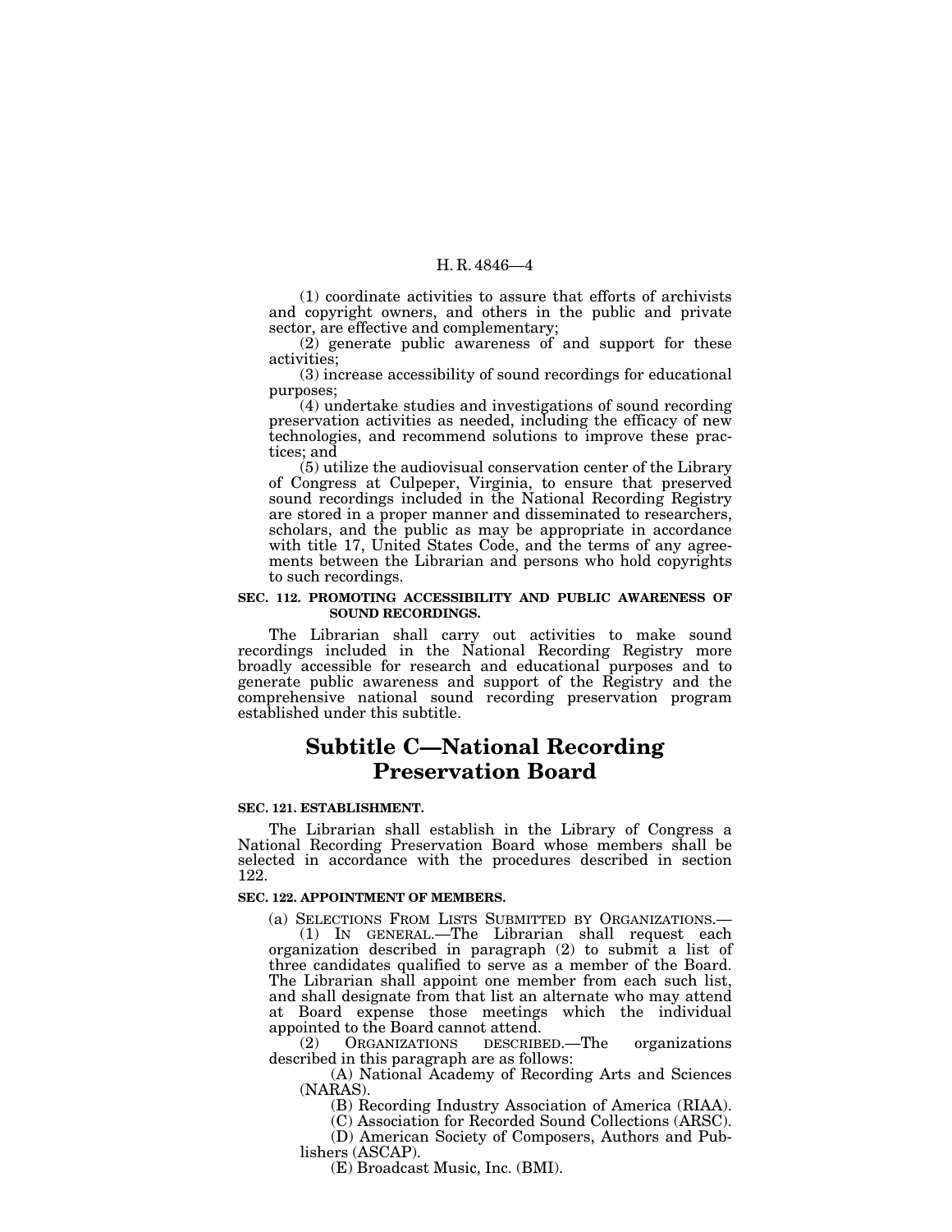(1) coordinate activities to assure that efforts of archivists and copyright owners, and others in the public and private sector, are effective and complementary;

(2) generate public awareness of and support for these activities;

(3) increase accessibility of sound recordings for educational purposes;

(4) undertake studies and investigations of sound recording preservation activities as needed, including the efficacy of new technologies, and recommend solutions to improve these practices; and

(5) utilize the audiovisual conservation center of the Library of Congress at Culpeper, Virginia, to ensure that preserved sound recordings included in the National Recording Registry are stored in a proper manner and disseminated to researchers, scholars, and the public as may be appropriate in accordance with title 17, United States Code, and the terms of any agreements between the Librarian and persons who hold copyrights to such recordings.

#### SEC. 112. PROMOTING ACCESSIBILITY AND PUBLIC AWARENESS OF SOUND RECORDINGS.

The Librarian shall carry out activities to make sound recordings included in the National Recording Registry more broadly accessible for research and educational purposes and to generate public awareness and support of the Registry and the comprehensive national sound recording preservation program established under this subtitle.

## Subtitle C—National Recording Preservation Board

#### SEC. 121. ESTABLISHMENT.

The Librarian shall establish in the Library of Congress a National Recording Preservation Board whose members shall be selected in accordance with the procedures described in section 122.

#### SEC. 122. APPOINTMENT OF MEMBERS.

(a) SELECTIONS FROM LISTS SUBMITTED BY ORGANIZATIONS.—

(1) IN GENERAL.—The Librarian shall request each organization described in paragraph (2) to submit a list of three candidates qualified to serve as a member of the Board. The Librarian shall appoint one member from each such list, and shall designate from that list an alternate who may attend at Board expense those meetings which the individual appointed to the Board cannot attend.

(2) ORGANIZATIONS DESCRIBED.—The organizations described in this paragraph are as follows:

(A) National Academy of Recording Arts and Sciences (NARAS).

(B) Recording Industry Association of America (RIAA).

(C) Association for Recorded Sound Collections (ARSC).

(D) American Society of Composers, Authors and Publishers (ASCAP).

(E) Broadcast Music, Inc. (BMI).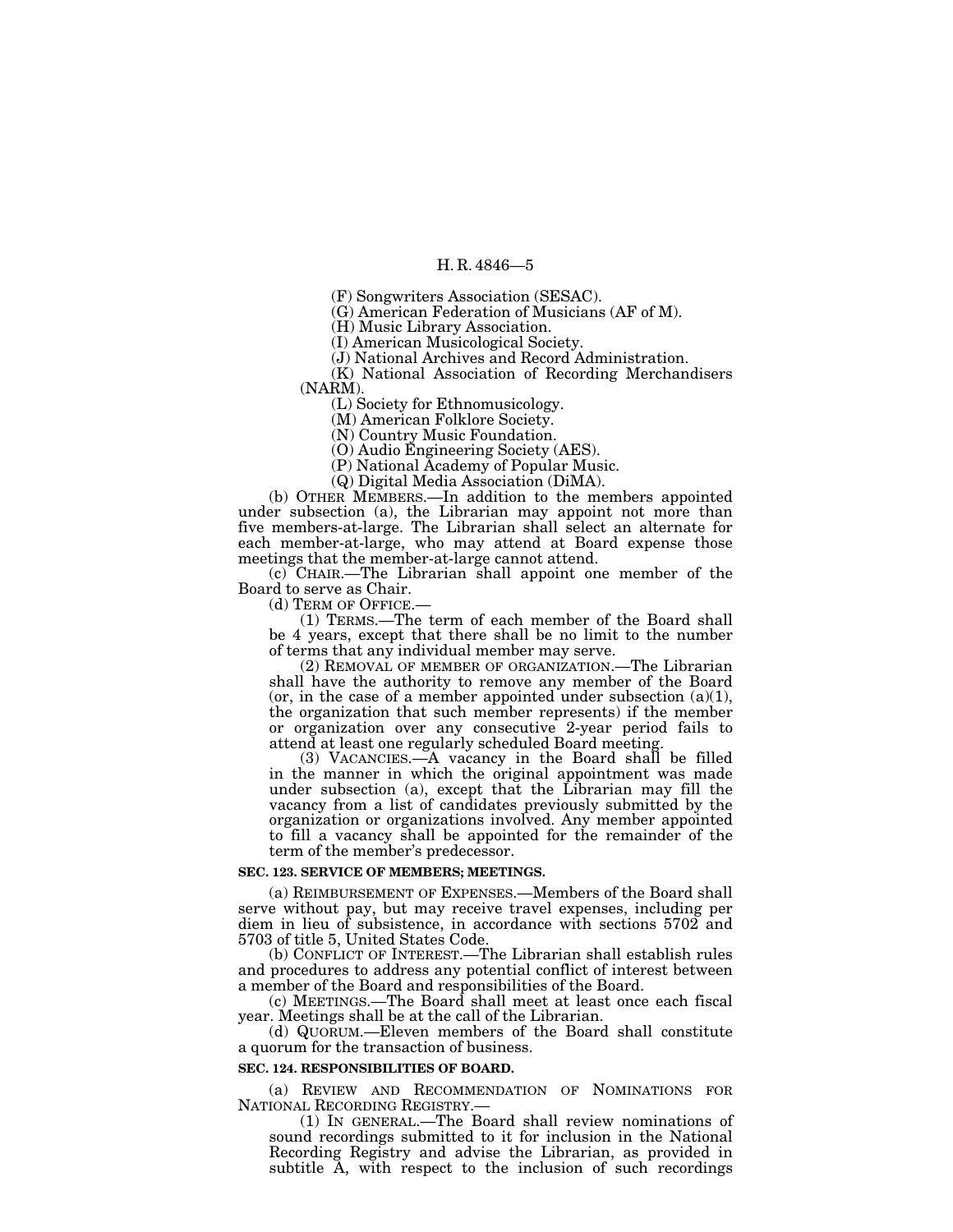(F) Songwriters Association (SESAC).

(G) American Federation of Musicians (AF of M).

(H) Music Library Association.

(I) American Musicological Society.

(J) National Archives and Record Administration.

(K) National Association of Recording Merchandisers (NARM).

(L) Society for Ethnomusicology.

(M) American Folklore Society.

(N) Country Music Foundation.

(O) Audio Engineering Society (AES).

(P) National Academy of Popular Music.

(Q) Digital Media Association (DiMA).

(b) OTHER MEMBERS.—In addition to the members appointed under subsection (a), the Librarian may appoint not more than five members-at-large. The Librarian shall select an alternate for each member-at-large, who may attend at Board expense those meetings that the member-at-large cannot attend.

(c) CHAIR.—The Librarian shall appoint one member of the Board to serve as Chair.

(d) TERM OF OFFICE.—

(1) TERMS.—The term of each member of the Board shall be 4 years, except that there shall be no limit to the number of terms that any individual member may serve.

(2) REMOVAL OF MEMBER OF ORGANIZATION.—The Librarian shall have the authority to remove any member of the Board (or, in the case of a member appointed under subsection (a)(1), the organization that such member represents) if the member or organization over any consecutive 2-year period fails to attend at least one regularly scheduled Board meeting.

(3) VACANCIES.—A vacancy in the Board shall be filled in the manner in which the original appointment was made under subsection (a), except that the Librarian may fill the vacancy from a list of candidates previously submitted by the organization or organizations involved. Any member appointed to fill a vacancy shall be appointed for the remainder of the term of the member's predecessor.

**SEC. 123. SERVICE OF MEMBERS; MEETINGS.**

(a) REIMBURSEMENT OF EXPENSES.—Members of the Board shall serve without pay, but may receive travel expenses, including per diem in lieu of subsistence, in accordance with sections 5702 and 5703 of title 5, United States Code.

(b) CONFLICT OF INTEREST.—The Librarian shall establish rules and procedures to address any potential conflict of interest between a member of the Board and responsibilities of the Board.

(c) MEETINGS.—The Board shall meet at least once each fiscal year. Meetings shall be at the call of the Librarian.

(d) QUORUM.—Eleven members of the Board shall constitute a quorum for the transaction of business.

**SEC. 124. RESPONSIBILITIES OF BOARD.**

(a) REVIEW AND RECOMMENDATION OF NOMINATIONS FOR NATIONAL RECORDING REGISTRY.—

(1) IN GENERAL.—The Board shall review nominations of sound recordings submitted to it for inclusion in the National Recording Registry and advise the Librarian, as provided in subtitle A, with respect to the inclusion of such recordings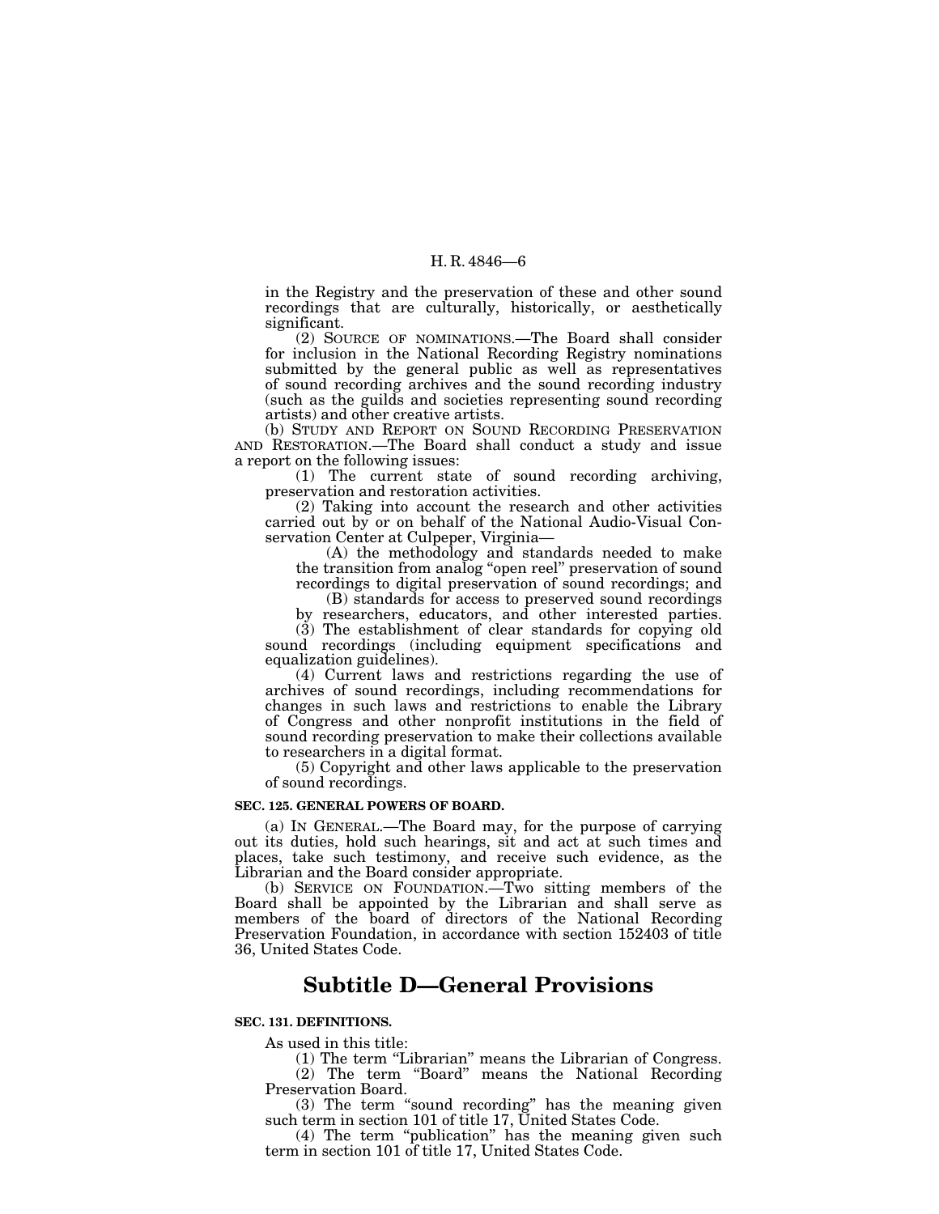in the Registry and the preservation of these and other sound recordings that are culturally, historically, or aesthetically significant.

(2) SOURCE OF NOMINATIONS.—The Board shall consider for inclusion in the National Recording Registry nominations submitted by the general public as well as representatives of sound recording archives and the sound recording industry (such as the guilds and societies representing sound recording artists) and other creative artists.

(b) STUDY AND REPORT ON SOUND RECORDING PRESERVATION AND RESTORATION.—The Board shall conduct a study and issue a report on the following issues:

(1) The current state of sound recording archiving, preservation and restoration activities.

(2) Taking into account the research and other activities carried out by or on behalf of the National Audio-Visual Conservation Center at Culpeper, Virginia—

(A) the methodology and standards needed to make the transition from analog "open reel" preservation of sound recordings to digital preservation of sound recordings; and

(B) standards for access to preserved sound recordings by researchers, educators, and other interested parties.

(3) The establishment of clear standards for copying old sound recordings (including equipment specifications and equalization guidelines).

(4) Current laws and restrictions regarding the use of archives of sound recordings, including recommendations for changes in such laws and restrictions to enable the Library of Congress and other nonprofit institutions in the field of sound recording preservation to make their collections available to researchers in a digital format.

(5) Copyright and other laws applicable to the preservation of sound recordings.

**SEC. 125. GENERAL POWERS OF BOARD.**

(a) IN GENERAL.—The Board may, for the purpose of carrying out its duties, hold such hearings, sit and act at such times and places, take such testimony, and receive such evidence, as the Librarian and the Board consider appropriate.

(b) SERVICE ON FOUNDATION.—Two sitting members of the Board shall be appointed by the Librarian and shall serve as members of the board of directors of the National Recording Preservation Foundation, in accordance with section 152403 of title 36, United States Code.

## Subtitle D—General Provisions

**SEC. 131. DEFINITIONS.**

As used in this title:

(1) The term "Librarian" means the Librarian of Congress.

(2) The term "Board" means the National Recording Preservation Board.

(3) The term "sound recording" has the meaning given such term in section 101 of title 17, United States Code.

(4) The term "publication" has the meaning given such term in section 101 of title 17, United States Code.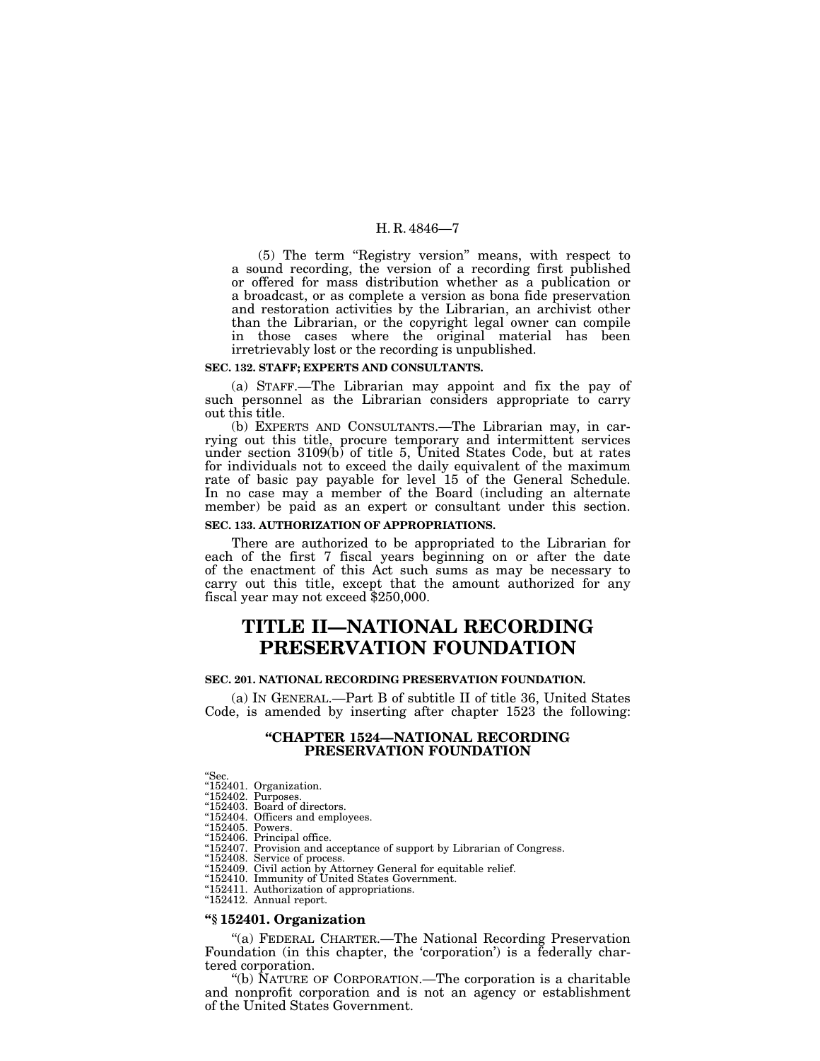(5) The term "Registry version" means, with respect to a sound recording, the version of a recording first published or offered for mass distribution whether as a publication or a broadcast, or as complete a version as bona fide preservation and restoration activities by the Librarian, an archivist other than the Librarian, or the copyright legal owner can compile in those cases where the original material has been irretrievably lost or the recording is unpublished.

**SEC. 132. STAFF; EXPERTS AND CONSULTANTS.**

(a) STAFF.—The Librarian may appoint and fix the pay of such personnel as the Librarian considers appropriate to carry out this title.

(b) EXPERTS AND CONSULTANTS.—The Librarian may, in carrying out this title, procure temporary and intermittent services under section 3109(b) of title 5, United States Code, but at rates for individuals not to exceed the daily equivalent of the maximum rate of basic pay payable for level 15 of the General Schedule. In no case may a member of the Board (including an alternate member) be paid as an expert or consultant under this section.

**SEC. 133. AUTHORIZATION OF APPROPRIATIONS.**

There are authorized to be appropriated to the Librarian for each of the first 7 fiscal years beginning on or after the date of the enactment of this Act such sums as may be necessary to carry out this title, except that the amount authorized for any fiscal year may not exceed $250,000.

# TITLE II—NATIONAL RECORDING PRESERVATION FOUNDATION

**SEC. 201. NATIONAL RECORDING PRESERVATION FOUNDATION.**

(a) IN GENERAL.—Part B of subtitle II of title 36, United States Code, is amended by inserting after chapter 1523 the following:

## "CHAPTER 1524—NATIONAL RECORDING PRESERVATION FOUNDATION

"Sec.
"152401. Organization.
"152402. Purposes.
"152403. Board of directors.
"152404. Officers and employees.
"152405. Powers.
"152406. Principal office.
"152407. Provision and acceptance of support by Librarian of Congress.
"152408. Service of process.
"152409. Civil action by Attorney General for equitable relief.
"152410. Immunity of United States Government.
"152411. Authorization of appropriations.
"152412. Annual report.

### "§ 152401. Organization

"(a) FEDERAL CHARTER.—The National Recording Preservation Foundation (in this chapter, the 'corporation') is a federally chartered corporation.

"(b) NATURE OF CORPORATION.—The corporation is a charitable and nonprofit corporation and is not an agency or establishment of the United States Government.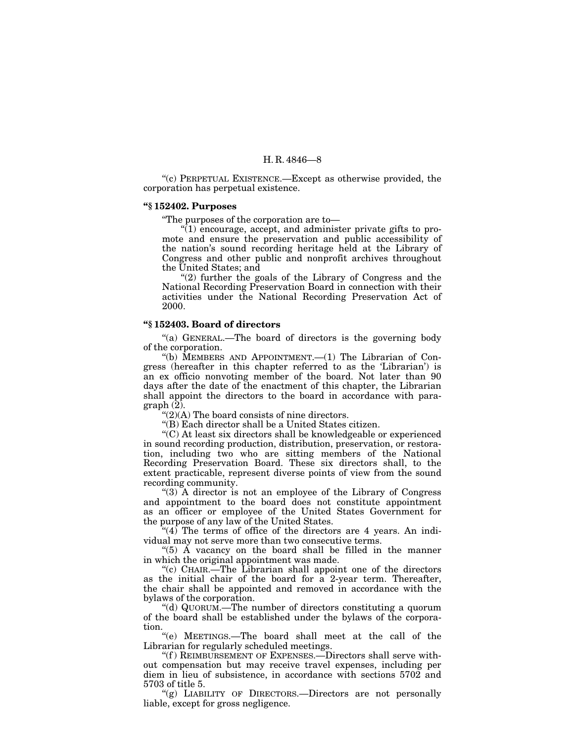"(c) PERPETUAL EXISTENCE.—Except as otherwise provided, the corporation has perpetual existence.

### "§ 152402. Purposes

"The purposes of the corporation are to—

"(1) encourage, accept, and administer private gifts to promote and ensure the preservation and public accessibility of the nation's sound recording heritage held at the Library of Congress and other public and nonprofit archives throughout the United States; and

"(2) further the goals of the Library of Congress and the National Recording Preservation Board in connection with their activities under the National Recording Preservation Act of 2000.

### "§ 152403. Board of directors

"(a) GENERAL.—The board of directors is the governing body of the corporation.

"(b) MEMBERS AND APPOINTMENT.—(1) The Librarian of Congress (hereafter in this chapter referred to as the 'Librarian') is an ex officio nonvoting member of the board. Not later than 90 days after the date of the enactment of this chapter, the Librarian shall appoint the directors to the board in accordance with paragraph (2).

"(2)(A) The board consists of nine directors.

"(B) Each director shall be a United States citizen.

"(C) At least six directors shall be knowledgeable or experienced in sound recording production, distribution, preservation, or restoration, including two who are sitting members of the National Recording Preservation Board. These six directors shall, to the extent practicable, represent diverse points of view from the sound recording community.

"(3) A director is not an employee of the Library of Congress and appointment to the board does not constitute appointment as an officer or employee of the United States Government for the purpose of any law of the United States.

"(4) The terms of office of the directors are 4 years. An individual may not serve more than two consecutive terms.

"(5) A vacancy on the board shall be filled in the manner in which the original appointment was made.

"(c) CHAIR.—The Librarian shall appoint one of the directors as the initial chair of the board for a 2-year term. Thereafter, the chair shall be appointed and removed in accordance with the bylaws of the corporation.

"(d) QUORUM.—The number of directors constituting a quorum of the board shall be established under the bylaws of the corporation.

"(e) MEETINGS.—The board shall meet at the call of the Librarian for regularly scheduled meetings.

"(f) REIMBURSEMENT OF EXPENSES.—Directors shall serve without compensation but may receive travel expenses, including per diem in lieu of subsistence, in accordance with sections 5702 and 5703 of title 5.

"(g) LIABILITY OF DIRECTORS.—Directors are not personally liable, except for gross negligence.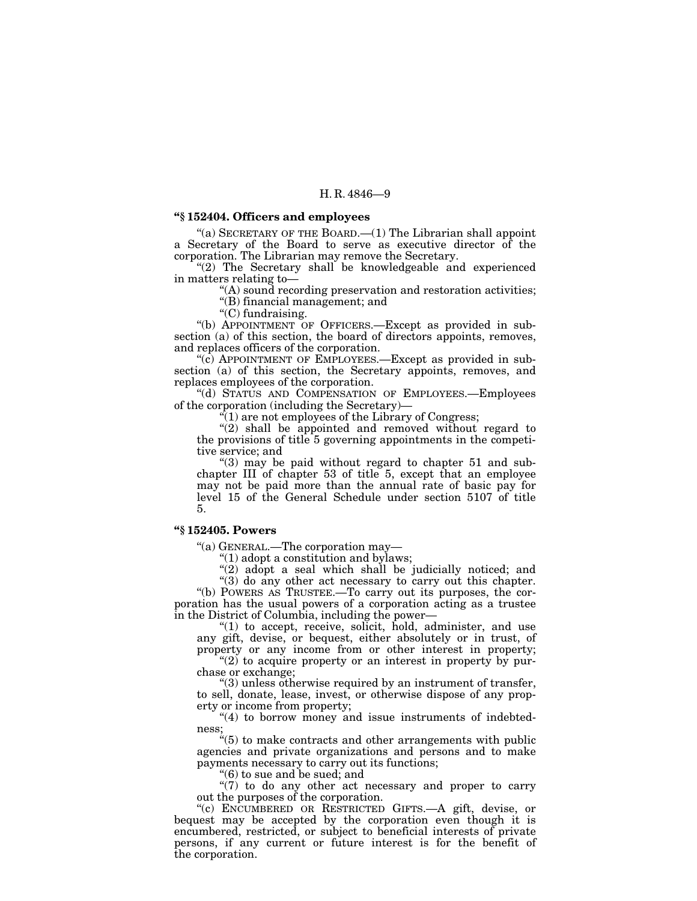**"§ 152404. Officers and employees**

"(a) SECRETARY OF THE BOARD.—(1) The Librarian shall appoint a Secretary of the Board to serve as executive director of the corporation. The Librarian may remove the Secretary.

"(2) The Secretary shall be knowledgeable and experienced in matters relating to—

"(A) sound recording preservation and restoration activities;

"(B) financial management; and

"(C) fundraising.

"(b) APPOINTMENT OF OFFICERS.—Except as provided in subsection (a) of this section, the board of directors appoints, removes, and replaces officers of the corporation.

"(c) APPOINTMENT OF EMPLOYEES.—Except as provided in subsection (a) of this section, the Secretary appoints, removes, and replaces employees of the corporation.

"(d) STATUS AND COMPENSATION OF EMPLOYEES.—Employees of the corporation (including the Secretary)—

"(1) are not employees of the Library of Congress;

"(2) shall be appointed and removed without regard to the provisions of title 5 governing appointments in the competitive service; and

"(3) may be paid without regard to chapter 51 and subchapter III of chapter 53 of title 5, except that an employee may not be paid more than the annual rate of basic pay for level 15 of the General Schedule under section 5107 of title 5.

**"§ 152405. Powers**

"(a) GENERAL.—The corporation may—

"(1) adopt a constitution and bylaws;

"(2) adopt a seal which shall be judicially noticed; and

"(3) do any other act necessary to carry out this chapter.

"(b) POWERS AS TRUSTEE.—To carry out its purposes, the corporation has the usual powers of a corporation acting as a trustee in the District of Columbia, including the power—

"(1) to accept, receive, solicit, hold, administer, and use any gift, devise, or bequest, either absolutely or in trust, of property or any income from or other interest in property;

"(2) to acquire property or an interest in property by purchase or exchange;

"(3) unless otherwise required by an instrument of transfer, to sell, donate, lease, invest, or otherwise dispose of any property or income from property;

"(4) to borrow money and issue instruments of indebtedness;

"(5) to make contracts and other arrangements with public agencies and private organizations and persons and to make payments necessary to carry out its functions;

"(6) to sue and be sued; and

"(7) to do any other act necessary and proper to carry out the purposes of the corporation.

"(c) ENCUMBERED OR RESTRICTED GIFTS.—A gift, devise, or bequest may be accepted by the corporation even though it is encumbered, restricted, or subject to beneficial interests of private persons, if any current or future interest is for the benefit of the corporation.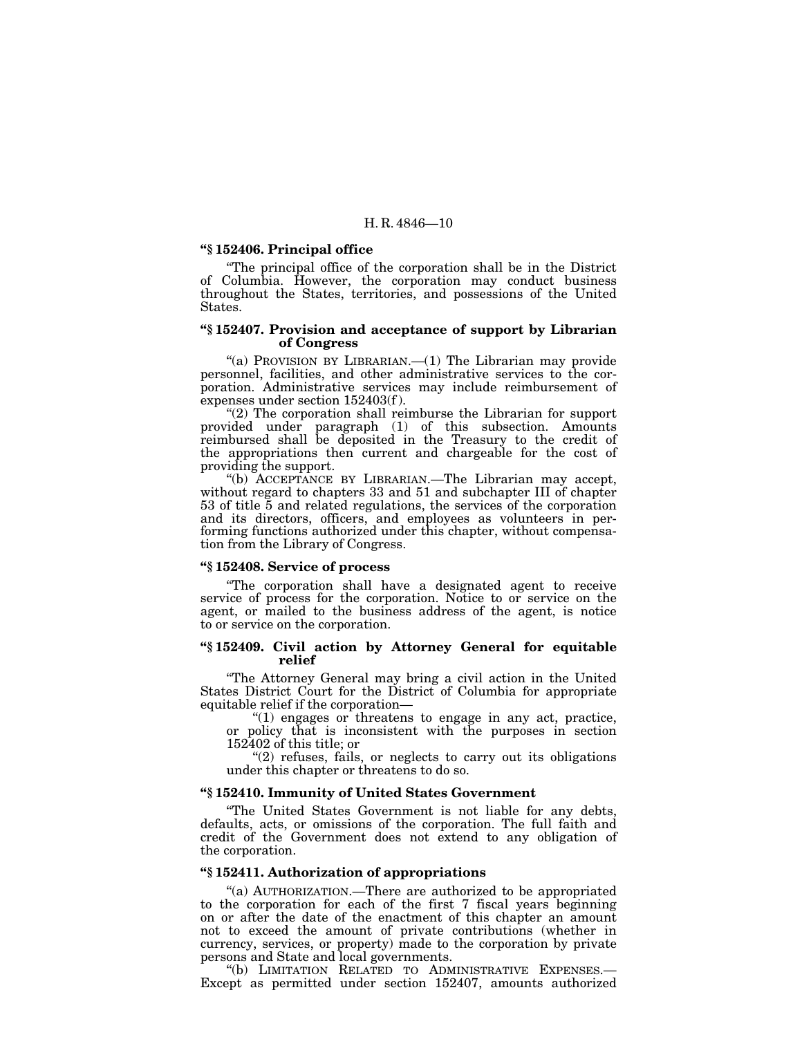**"§ 152406. Principal office**

"The principal office of the corporation shall be in the District of Columbia. However, the corporation may conduct business throughout the States, territories, and possessions of the United States.

**"§ 152407. Provision and acceptance of support by Librarian of Congress**

"(a) PROVISION BY LIBRARIAN.—(1) The Librarian may provide personnel, facilities, and other administrative services to the corporation. Administrative services may include reimbursement of expenses under section 152403(f).

"(2) The corporation shall reimburse the Librarian for support provided under paragraph (1) of this subsection. Amounts reimbursed shall be deposited in the Treasury to the credit of the appropriations then current and chargeable for the cost of providing the support.

"(b) ACCEPTANCE BY LIBRARIAN.—The Librarian may accept, without regard to chapters 33 and 51 and subchapter III of chapter 53 of title 5 and related regulations, the services of the corporation and its directors, officers, and employees as volunteers in performing functions authorized under this chapter, without compensation from the Library of Congress.

**"§ 152408. Service of process**

"The corporation shall have a designated agent to receive service of process for the corporation. Notice to or service on the agent, or mailed to the business address of the agent, is notice to or service on the corporation.

**"§ 152409. Civil action by Attorney General for equitable relief**

"The Attorney General may bring a civil action in the United States District Court for the District of Columbia for appropriate equitable relief if the corporation—

"(1) engages or threatens to engage in any act, practice, or policy that is inconsistent with the purposes in section 152402 of this title; or

"(2) refuses, fails, or neglects to carry out its obligations under this chapter or threatens to do so.

**"§ 152410. Immunity of United States Government**

"The United States Government is not liable for any debts, defaults, acts, or omissions of the corporation. The full faith and credit of the Government does not extend to any obligation of the corporation.

**"§ 152411. Authorization of appropriations**

"(a) AUTHORIZATION.—There are authorized to be appropriated to the corporation for each of the first 7 fiscal years beginning on or after the date of the enactment of this chapter an amount not to exceed the amount of private contributions (whether in currency, services, or property) made to the corporation by private persons and State and local governments.

"(b) LIMITATION RELATED TO ADMINISTRATIVE EXPENSES.—Except as permitted under section 152407, amounts authorized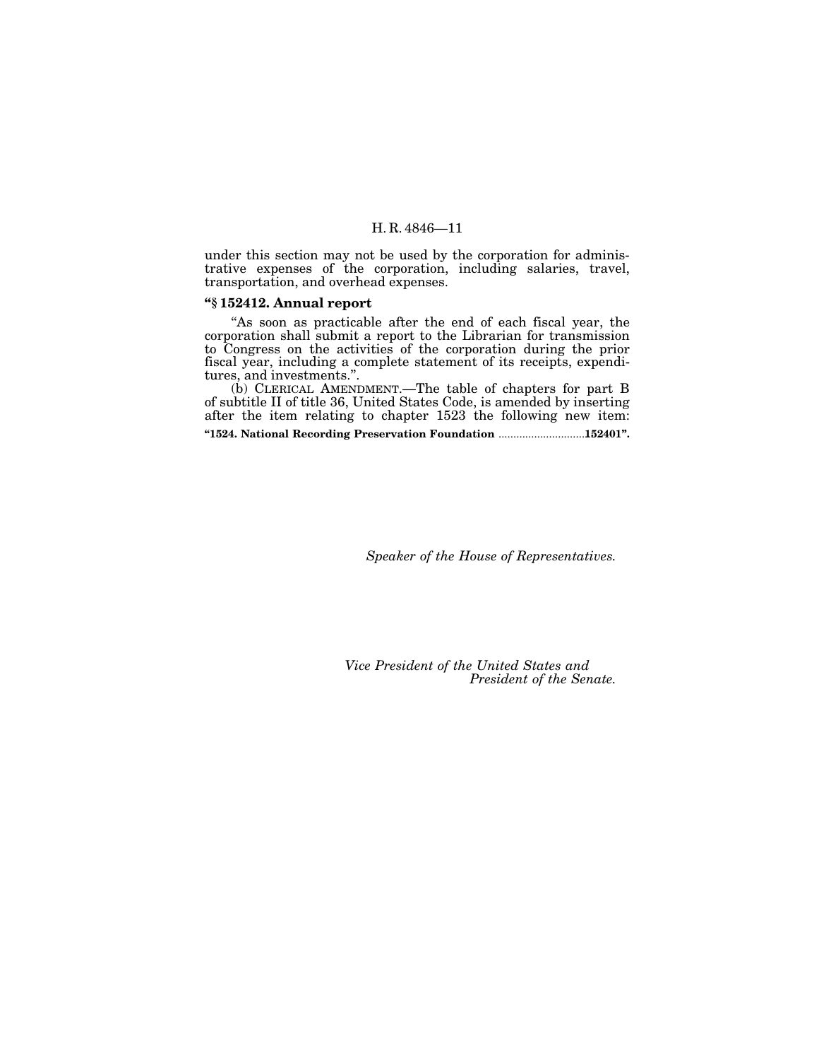under this section may not be used by the corporation for administrative expenses of the corporation, including salaries, travel, transportation, and overhead expenses.

**"§ 152412. Annual report**

"As soon as practicable after the end of each fiscal year, the corporation shall submit a report to the Librarian for transmission to Congress on the activities of the corporation during the prior fiscal year, including a complete statement of its receipts, expenditures, and investments.".

(b) CLERICAL AMENDMENT.—The table of chapters for part B of subtitle II of title 36, United States Code, is amended by inserting after the item relating to chapter 1523 the following new item:

**"1524. National Recording Preservation Foundation ............................152401".**

*Speaker of the House of Representatives.*

*Vice President of the United States and President of the Senate.*